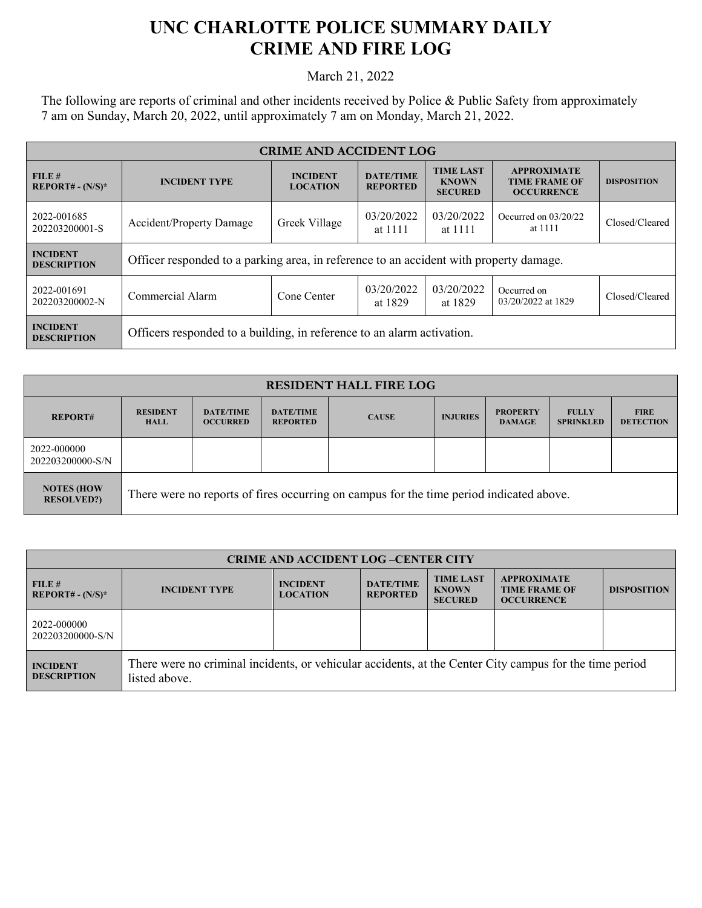# UNC CHARLOTTE POLICE SUMMARY DAILY CRIME AND FIRE LOG

March 21, 2022

The following are reports of criminal and other incidents received by Police & Public Safety from approximately 7 am on Sunday, March 20, 2022, until approximately 7 am on Monday, March 21, 2022.

| CRIME AND ACCIDENT LOG | | | | | | |
|---|---|---|---|---|---|---|
| **FILE # REPORT# - (N/S)*** | **INCIDENT TYPE** | **INCIDENT LOCATION** | **DATE/TIME REPORTED** | **TIME LAST KNOWN SECURED** | **APPROXIMATE TIME FRAME OF OCCURRENCE** | **DISPOSITION** |
| 2022-001685 202203200001-S | Accident/Property Damage | Greek Village | 03/20/2022 at 1111 | 03/20/2022 at 1111 | Occurred on 03/20/22 at 1111 | Closed/Cleared |
| **INCIDENT DESCRIPTION** | Officer responded to a parking area, in reference to an accident with property damage. | | | | | |
| 2022-001691 202203200002-N | Commercial Alarm | Cone Center | 03/20/2022 at 1829 | 03/20/2022 at 1829 | Occurred on 03/20/2022 at 1829 | Closed/Cleared |
| **INCIDENT DESCRIPTION** | Officers responded to a building, in reference to an alarm activation. | | | | | |

| RESIDENT HALL FIRE LOG | | | | | | | | |
|---|---|---|---|---|---|---|---|---|
| **REPORT#** | **RESIDENT HALL** | **DATE/TIME OCCURRED** | **DATE/TIME REPORTED** | **CAUSE** | **INJURIES** | **PROPERTY DAMAGE** | **FULLY SPRINKLED** | **FIRE DETECTION** |
| 2022-000000 202203200000-S/N | | | | | | | | |
| **NOTES (HOW RESOLVED?)** | There were no reports of fires occurring on campus for the time period indicated above. | | | | | | | |

| CRIME AND ACCIDENT LOG –CENTER CITY | | | | | | |
|---|---|---|---|---|---|---|
| **FILE # REPORT# - (N/S)*** | **INCIDENT TYPE** | **INCIDENT LOCATION** | **DATE/TIME REPORTED** | **TIME LAST KNOWN SECURED** | **APPROXIMATE TIME FRAME OF OCCURRENCE** | **DISPOSITION** |
| 2022-000000 202203200000-S/N | | | | | | |
| **INCIDENT DESCRIPTION** | There were no criminal incidents, or vehicular accidents, at the Center City campus for the time period listed above. | | | | | |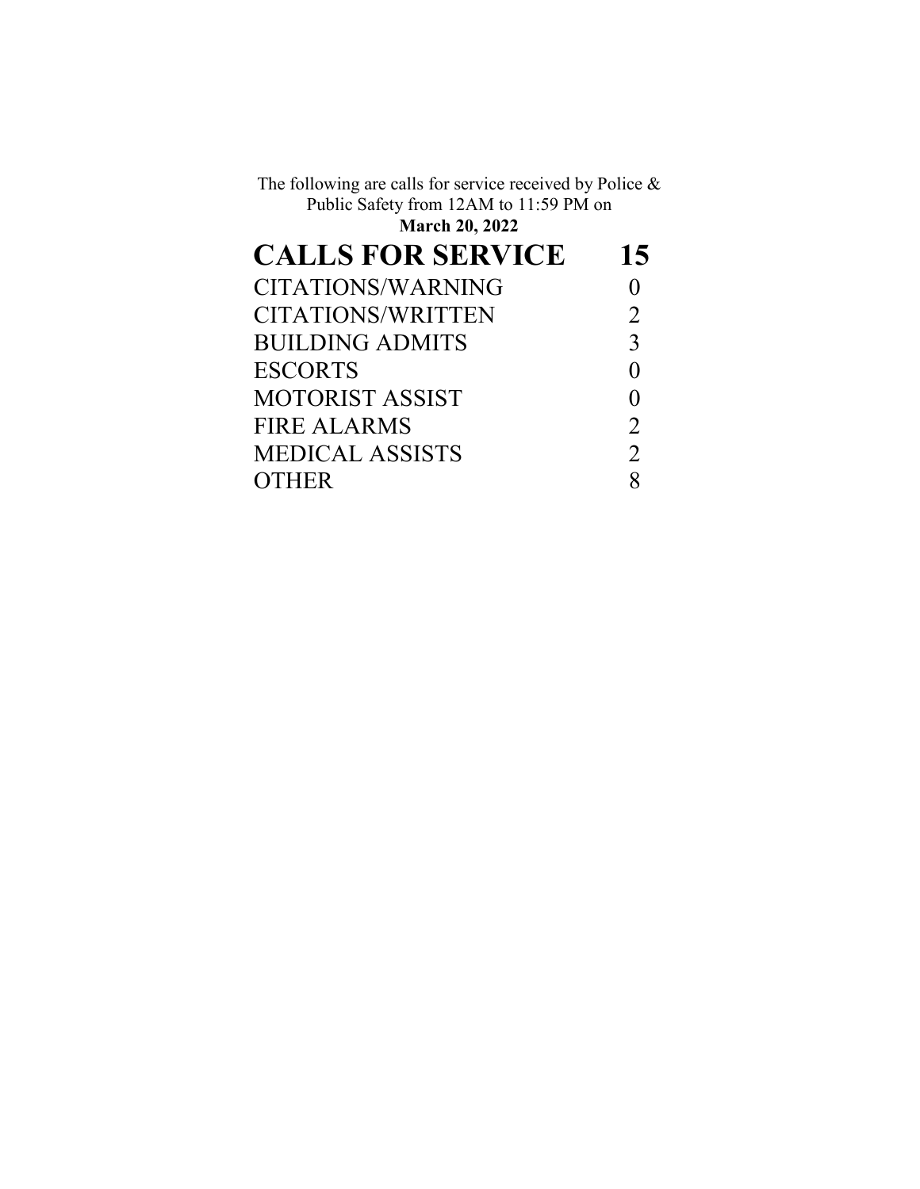The following are calls for service received by Police & Public Safety from 12AM to 11:59 PM on

**March 20, 2022**

| | |
|---|---|
| **CALLS FOR SERVICE** | **15** |
| CITATIONS/WARNING | 0 |
| CITATIONS/WRITTEN | 2 |
| BUILDING ADMITS | 3 |
| ESCORTS | 0 |
| MOTORIST ASSIST | 0 |
| FIRE ALARMS | 2 |
| MEDICAL ASSISTS | 2 |
| OTHER | 8 |